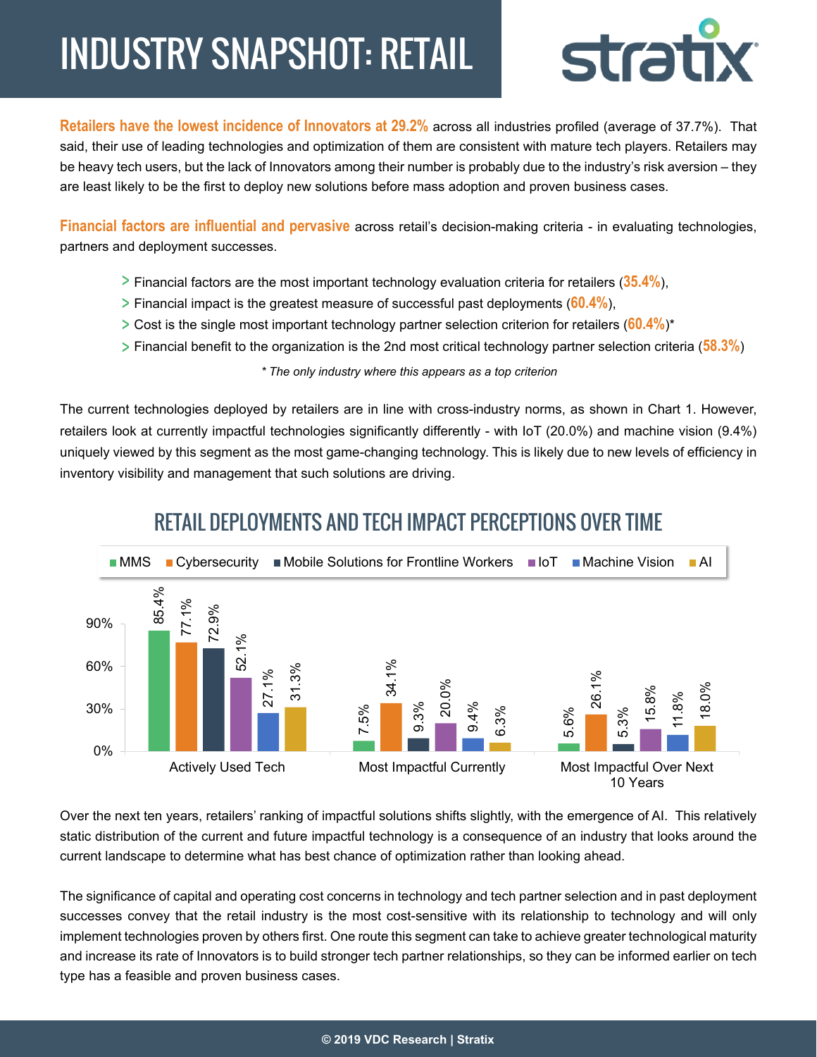# INDUSTRY SNAPSHOT: RETAIL

**Retailers have the lowest incidence of Innovators at 29.2%** across all industries profiled (average of 37.7%). That said, their use of leading technologies and optimization of them are consistent with mature tech players. Retailers may be heavy tech users, but the lack of Innovators among their number is probably due to the industry's risk aversion – they are least likely to be the first to deploy new solutions before mass adoption and proven business cases.

**Financial factors are influential and pervasive** across retail's decision-making criteria - in evaluating technologies, partners and deployment successes.

- Financial factors are the most important technology evaluation criteria for retailers (**35.4%**),
- Financial impact is the greatest measure of successful past deployments (**60.4%**),
- Cost is the single most important technology partner selection criterion for retailers (**60.4%**)*
- Financial benefit to the organization is the 2nd most critical technology partner selection criteria (**58.3%**)

*\* The only industry where this appears as a top criterion*

The current technologies deployed by retailers are in line with cross-industry norms, as shown in Chart 1. However, retailers look at currently impactful technologies significantly differently - with IoT (20.0%) and machine vision (9.4%) uniquely viewed by this segment as the most game-changing technology. This is likely due to new levels of efficiency in inventory visibility and management that such solutions are driving.

## RETAIL DEPLOYMENTS AND TECH IMPACT PERCEPTIONS OVER TIME

| | MMS | Cybersecurity | Mobile Solutions for Frontline Workers | IoT | Machine Vision | AI |
|---|---|---|---|---|---|---|
| Actively Used Tech | 85.4% | 77.1% | 72.9% | 52.1% | 27.1% | 31.3% |
| Most Impactful Currently | 7.5% | 34.1% | 9.3% | 20.0% | 9.4% | 6.3% |
| Most Impactful Over Next 10 Years | 5.6% | 26.1% | 5.3% | 15.8% | 11.8% | 18.0% |

Over the next ten years, retailers' ranking of impactful solutions shifts slightly, with the emergence of AI. This relatively static distribution of the current and future impactful technology is a consequence of an industry that looks around the current landscape to determine what has best chance of optimization rather than looking ahead.

The significance of capital and operating cost concerns in technology and tech partner selection and in past deployment successes convey that the retail industry is the most cost-sensitive with its relationship to technology and will only implement technologies proven by others first. One route this segment can take to achieve greater technological maturity and increase its rate of Innovators is to build stronger tech partner relationships, so they can be informed earlier on tech type has a feasible and proven business cases.

© 2019 VDC Research | Stratix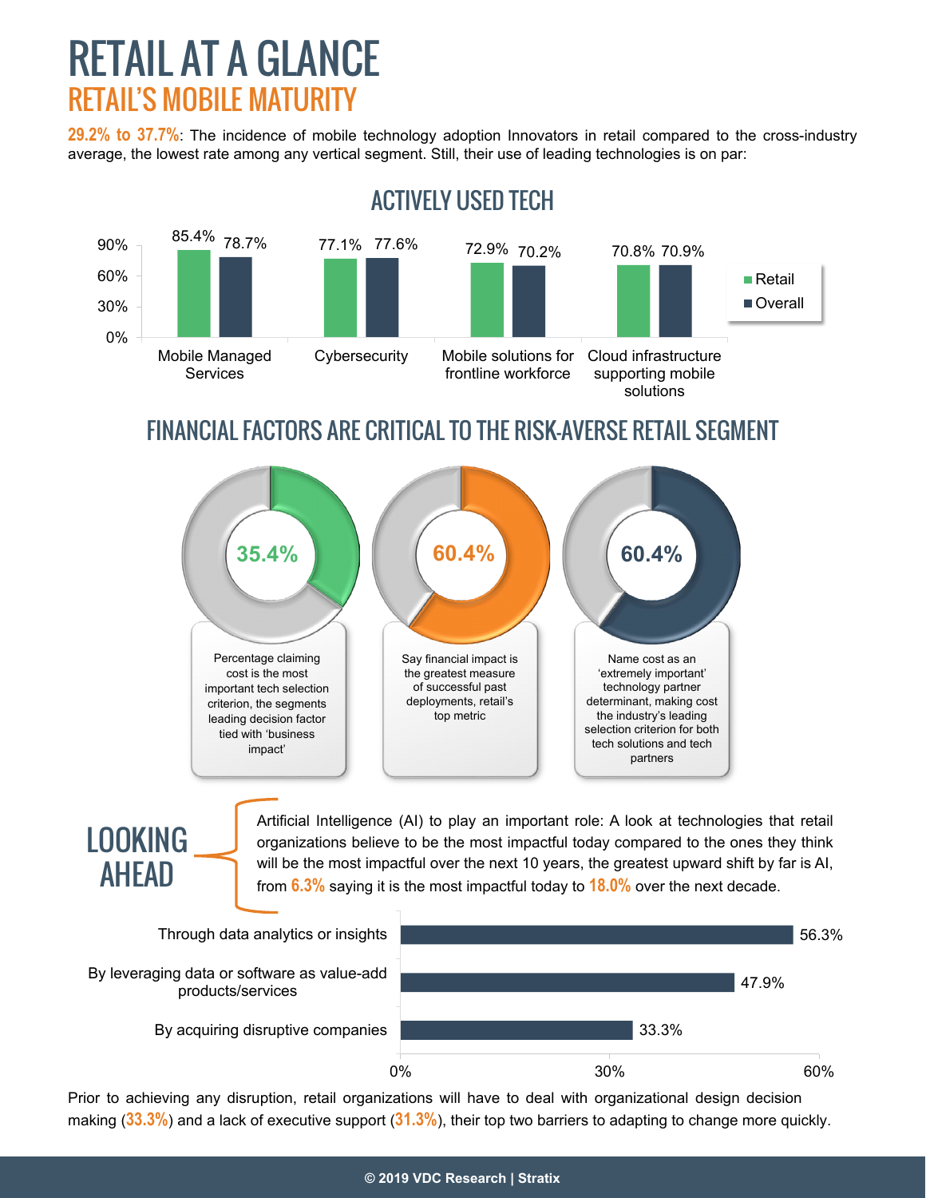# RETAIL AT A GLANCE

## RETAIL'S MOBILE MATURITY

**29.2% to 37.7%**: The incidence of mobile technology adoption Innovators in retail compared to the cross-industry average, the lowest rate among any vertical segment. Still, their use of leading technologies is on par:

### ACTIVELY USED TECH

90%
60%
30%
0%

Retail
Overall

Mobile Managed Services: 85.4% 78.7%
Cybersecurity: 77.1% 77.6%
Mobile solutions for frontline workforce: 72.9% 70.2%
Cloud infrastructure supporting mobile solutions: 70.8% 70.9%

### FINANCIAL FACTORS ARE CRITICAL TO THE RISK-AVERSE RETAIL SEGMENT

35.4%

Percentage claiming cost is the most important tech selection criterion, the segments leading decision factor tied with 'business impact'

60.4%

Say financial impact is the greatest measure of successful past deployments, retail's top metric

60.4%

Name cost as an 'extremely important' technology partner determinant, making cost the industry's leading selection criterion for both tech solutions and tech partners

### LOOKING AHEAD

Artificial Intelligence (AI) to play an important role: A look at technologies that retail organizations believe to be the most impactful today compared to the ones they think will be the most impactful over the next 10 years, the greatest upward shift by far is AI, from **6.3%** saying it is the most impactful today to **18.0%** over the next decade.

Through data analytics or insights: 56.3%
By leveraging data or software as value-add products/services: 47.9%
By acquiring disruptive companies: 33.3%

0%
30%
60%

Prior to achieving any disruption, retail organizations will have to deal with organizational design decision making (**33.3%**) and a lack of executive support (**31.3%**), their top two barriers to adapting to change more quickly.

© 2019 VDC Research | Stratix